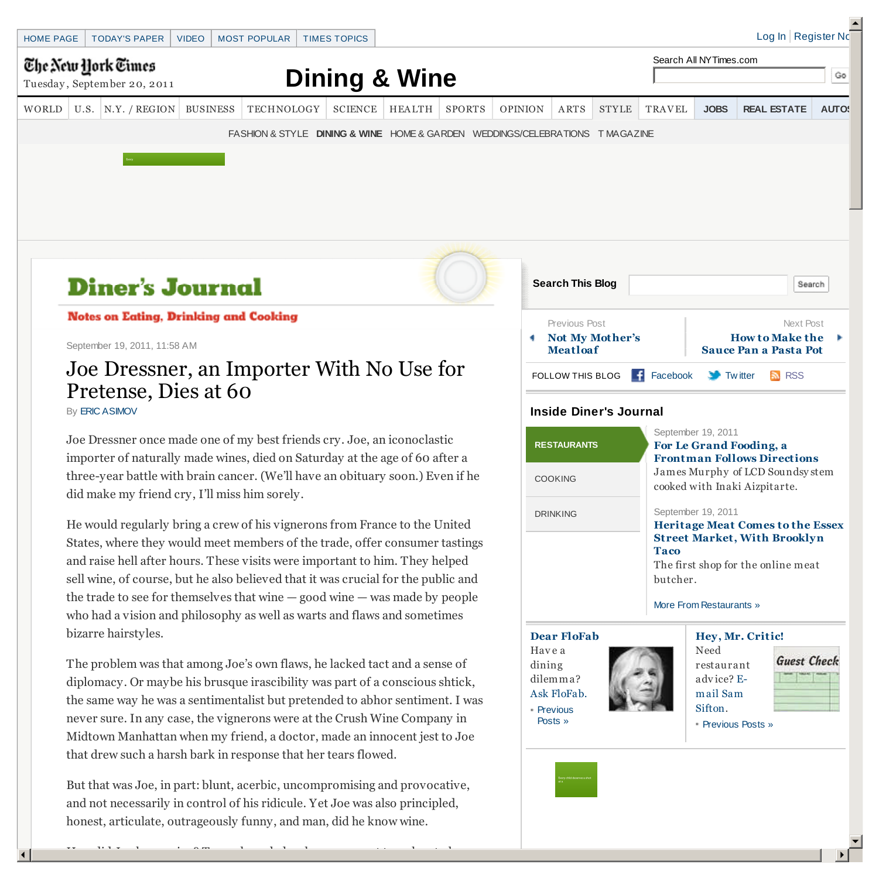HOME PAGE | TODAY'S PAPER | VIDEO | MOST POPULAR | TIMES TOPICS

Log In | Register Now

The New York Times
Tuesday, September 20, 2011

# Dining & Wine

Search All NYTimes.com

WORLD | U.S. | N.Y. / REGION | BUSINESS | TECHNOLOGY | SCIENCE | HEALTH | SPORTS | OPINION | ARTS | STYLE | TRAVEL | JOBS | REAL ESTATE | AUTOS

FASHION & STYLE | **DINING & WINE** | HOME & GARDEN | WEDDINGS/CELEBRATIONS | T MAGAZINE

## Diner's Journal

**Notes on Eating, Drinking and Cooking**

September 19, 2011, 11:58 AM

# Joe Dressner, an Importer With No Use for Pretense, Dies at 60

By ERIC ASIMOV

Joe Dressner once made one of my best friends cry. Joe, an iconoclastic importer of naturally made wines, died on Saturday at the age of 60 after a three-year battle with brain cancer. (We'll have an obituary soon.) Even if he did make my friend cry, I'll miss him sorely.

He would regularly bring a crew of his vignerons from France to the United States, where they would meet members of the trade, offer consumer tastings and raise hell after hours. These visits were important to him. They helped sell wine, of course, but he also believed that it was crucial for the public and the trade to see for themselves that wine — good wine — was made by people who had a vision and philosophy as well as warts and flaws and sometimes bizarre hairstyles.

The problem was that among Joe's own flaws, he lacked tact and a sense of diplomacy. Or maybe his brusque irascibility was part of a conscious shtick, the same way he was a sentimentalist but pretended to abhor sentiment. I was never sure. In any case, the vignerons were at the Crush Wine Company in Midtown Manhattan when my friend, a doctor, made an innocent jest to Joe that drew such a harsh bark in response that her tears flowed.

But that was Joe, in part: blunt, acerbic, uncompromising and provocative, and not necessarily in control of his ridicule. Yet Joe was also principled, honest, articulate, outrageously funny, and man, did he know wine.

---

**Search This Blog**

Previous Post
Not My Mother's Meatloaf

Next Post
How to Make the Sauce Pan a Pasta Pot

FOLLOW THIS BLOG: Facebook | Twitter | RSS

### Inside Diner's Journal

RESTAURANTS | COOKING | DRINKING

September 19, 2011
**For Le Grand Fooding, a Frontman Follows Directions**
James Murphy of LCD Soundsystem cooked with Inaki Aizpitarte.

September 19, 2011
**Heritage Meat Comes to the Essex Street Market, With Brooklyn Taco**
The first shop for the online meat butcher.

More From Restaurants »

**Dear FloFab**
Have a dining dilemma? Ask FloFab.
- Previous Posts »

**Hey, Mr. Critic!**
Need restaurant advice? E-mail Sam Sifton.
- Previous Posts »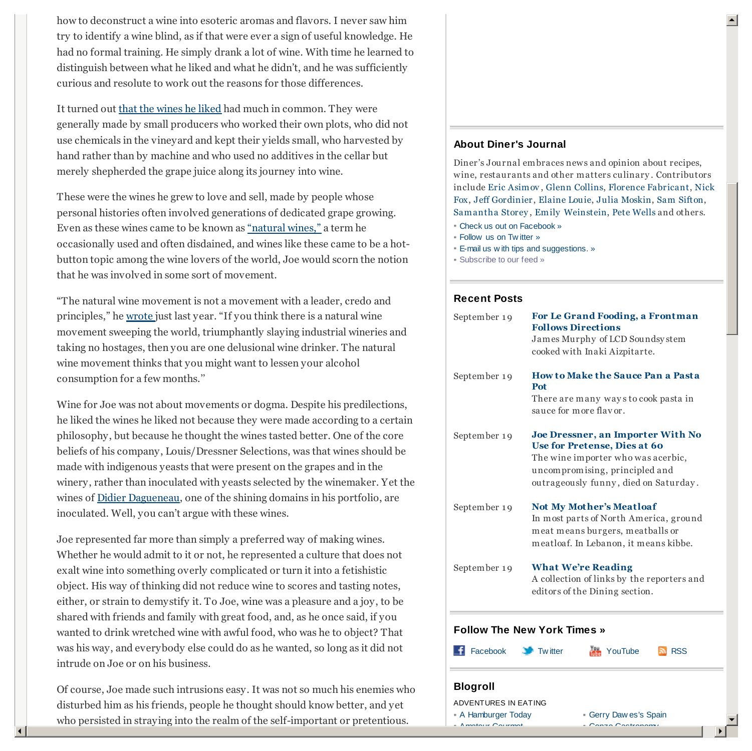how to deconstruct a wine into esoteric aromas and flavors. I never saw him try to identify a wine blind, as if that were ever a sign of useful knowledge. He had no formal training. He simply drank a lot of wine. With time he learned to distinguish between what he liked and what he didn't, and he was sufficiently curious and resolute to work out the reasons for those differences.

It turned out that the wines he liked had much in common. They were generally made by small producers who worked their own plots, who did not use chemicals in the vineyard and kept their yields small, who harvested by hand rather than by machine and who used no additives in the cellar but merely shepherded the grape juice along its journey into wine.

These were the wines he grew to love and sell, made by people whose personal histories often involved generations of dedicated grape growing. Even as these wines came to be known as "natural wines," a term he occasionally used and often disdained, and wines like these came to be a hot-button topic among the wine lovers of the world, Joe would scorn the notion that he was involved in some sort of movement.

"The natural wine movement is not a movement with a leader, credo and principles," he wrote just last year. "If you think there is a natural wine movement sweeping the world, triumphantly slaying industrial wineries and taking no hostages, then you are one delusional wine drinker. The natural wine movement thinks that you might want to lessen your alcohol consumption for a few months."

Wine for Joe was not about movements or dogma. Despite his predilections, he liked the wines he liked not because they were made according to a certain philosophy, but because he thought the wines tasted better. One of the core beliefs of his company, Louis/Dressner Selections, was that wines should be made with indigenous yeasts that were present on the grapes and in the winery, rather than inoculated with yeasts selected by the winemaker. Yet the wines of Didier Dagueneau, one of the shining domains in his portfolio, are inoculated. Well, you can't argue with these wines.

Joe represented far more than simply a preferred way of making wines. Whether he would admit to it or not, he represented a culture that does not exalt wine into something overly complicated or turn it into a fetishistic object. His way of thinking did not reduce wine to scores and tasting notes, either, or strain to demystify it. To Joe, wine was a pleasure and a joy, to be shared with friends and family with great food, and, as he once said, if you wanted to drink wretched wine with awful food, who was he to object? That was his way, and everybody else could do as he wanted, so long as it did not intrude on Joe or on his business.

Of course, Joe made such intrusions easy. It was not so much his enemies who disturbed him as his friends, people he thought should know better, and yet who persisted in straying into the realm of the self-important or pretentious.

## About Diner's Journal

Diner's Journal embraces news and opinion about recipes, wine, restaurants and other matters culinary. Contributors include Eric Asimov, Glenn Collins, Florence Fabricant, Nick Fox, Jeff Gordinier, Elaine Louie, Julia Moskin, Sam Sifton, Samantha Storey, Emily Weinstein, Pete Wells and others.

- Check us out on Facebook »
- Follow us on Twitter »
- E-mail us with tips and suggestions. »
- Subscribe to our feed »

## Recent Posts

September 19 — **For Le Grand Fooding, a Frontman Follows Directions**
James Murphy of LCD Soundsystem cooked with Inaki Aizpitarte.

September 19 — **How to Make the Sauce Pan a Pasta Pot**
There are many ways to cook pasta in sauce for more flavor.

September 19 — **Joe Dressner, an Importer With No Use for Pretense, Dies at 60**
The wine importer who was acerbic, uncompromising, principled and outrageously funny, died on Saturday.

September 19 — **Not My Mother's Meatloaf**
In most parts of North America, ground meat means burgers, meatballs or meatloaf. In Lebanon, it means kibbe.

September 19 — **What We're Reading**
A collection of links by the reporters and editors of the Dining section.

## Follow The New York Times »

Facebook | Twitter | YouTube | RSS

## Blogroll

ADVENTURES IN EATING

- A Hamburger Today
- Gerry Dawes's Spain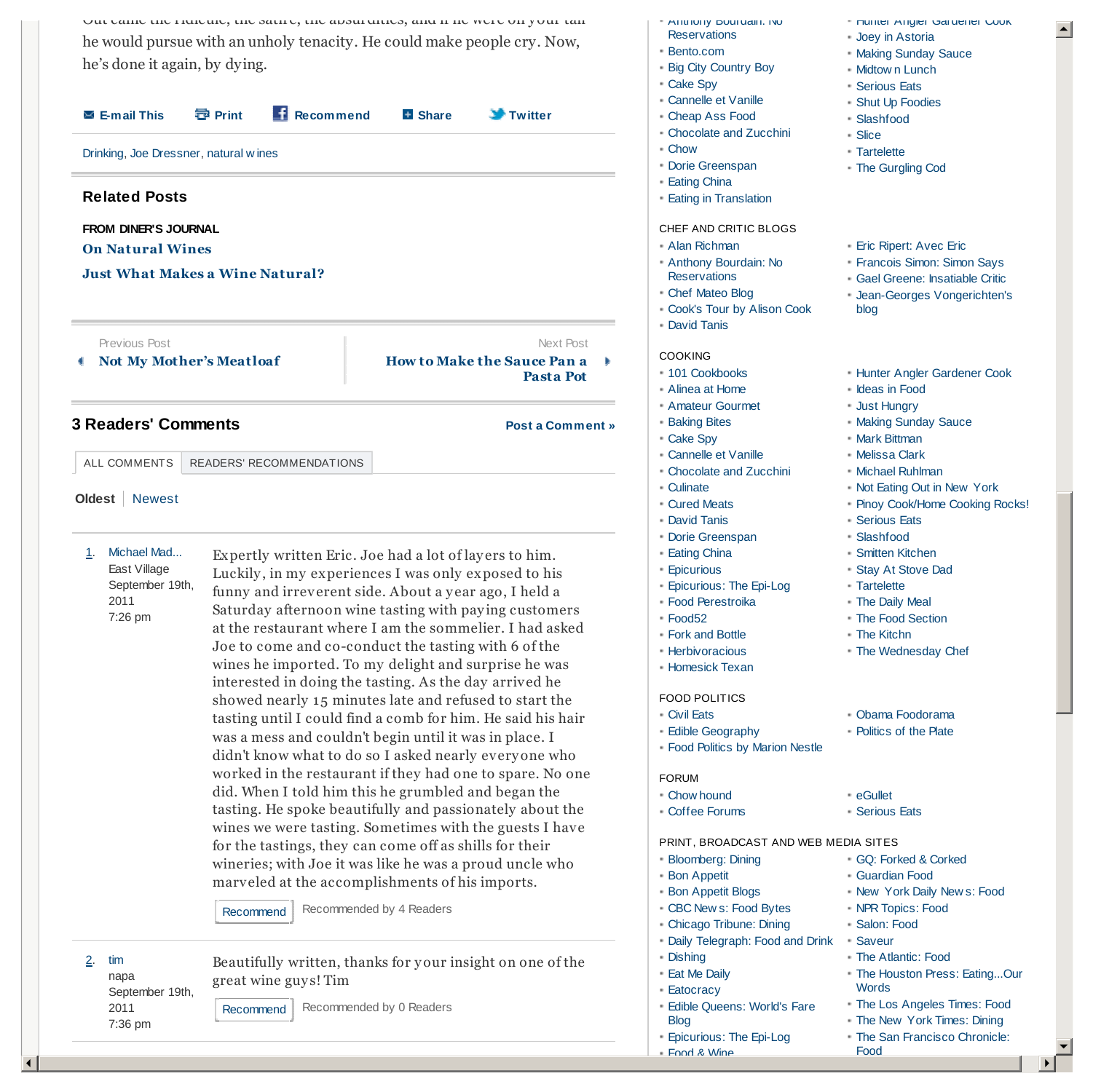Out came the ridicule, the satire, the absurdities, and if he were on your tail he would pursue with an unholy tenacity. He could make people cry. Now, he's done it again, by dying.

E-mail This | Print | Recommend | Share | Twitter

Drinking, Joe Dressner, natural wines

## Related Posts

**FROM DINER'S JOURNAL**

**On Natural Wines**

**Just What Makes a Wine Natural?**

Previous Post
**Not My Mother's Meatloaf**

Next Post
**How to Make the Sauce Pan a Pasta Pot**

## 3 Readers' Comments

Post a Comment »

ALL COMMENTS | READERS' RECOMMENDATIONS

**Oldest** | Newest

1. Michael Mad...
East Village
September 19th, 2011
7:26 pm

Expertly written Eric. Joe had a lot of layers to him. Luckily, in my experiences I was only exposed to his funny and irreverent side. About a year ago, I held a Saturday afternoon wine tasting with paying customers at the restaurant where I am the sommelier. I had asked Joe to come and co-conduct the tasting with 6 of the wines he imported. To my delight and surprise he was interested in doing the tasting. As the day arrived he showed nearly 15 minutes late and refused to start the tasting until I could find a comb for him. He said his hair was a mess and couldn't begin until it was in place. I didn't know what to do so I asked nearly everyone who worked in the restaurant if they had one to spare. No one did. When I told him this he grumbled and began the tasting. He spoke beautifully and passionately about the wines we were tasting. Sometimes with the guests I have for the tastings, they can come off as shills for their wineries; with Joe it was like he was a proud uncle who marveled at the accomplishments of his imports.

Recommend | Recommended by 4 Readers

2. tim
napa
September 19th, 2011
7:36 pm

Beautifully written, thanks for your insight on one of the great wine guys! Tim

Recommend | Recommended by 0 Readers

- Anthony Bourdain: No Reservations
- Bento.com
- Big City Country Boy
- Cake Spy
- Cannelle et Vanille
- Cheap Ass Food
- Chocolate and Zucchini
- Chow
- Dorie Greenspan
- Eating China
- Eating in Translation
- Hunter Angler Gardener Cook
- Joey in Astoria
- Making Sunday Sauce
- Midtown Lunch
- Serious Eats
- Shut Up Foodies
- Slashfood
- Slice
- Tartelette
- The Gurgling Cod

CHEF AND CRITIC BLOGS

- Alan Richman
- Anthony Bourdain: No Reservations
- Chef Mateo Blog
- Cook's Tour by Alison Cook
- David Tanis
- Eric Ripert: Avec Eric
- Francois Simon: Simon Says
- Gael Greene: Insatiable Critic
- Jean-Georges Vongerichten's blog

COOKING

- 101 Cookbooks
- Alinea at Home
- Amateur Gourmet
- Baking Bites
- Cake Spy
- Cannelle et Vanille
- Chocolate and Zucchini
- Culinate
- Cured Meats
- David Tanis
- Dorie Greenspan
- Eating China
- Epicurious
- Epicurious: The Epi-Log
- Food Perestroika
- Food52
- Fork and Bottle
- Herbivoracious
- Homesick Texan
- Hunter Angler Gardener Cook
- Ideas in Food
- Just Hungry
- Making Sunday Sauce
- Mark Bittman
- Melissa Clark
- Michael Ruhlman
- Not Eating Out in New York
- Pinoy Cook/Home Cooking Rocks!
- Serious Eats
- Slashfood
- Smitten Kitchen
- Stay At Stove Dad
- Tartelette
- The Daily Meal
- The Food Section
- The Kitchn
- The Wednesday Chef

FOOD POLITICS

- Civil Eats
- Edible Geography
- Food Politics by Marion Nestle
- Obama Foodorama
- Politics of the Plate

FORUM

- Chowhound
- Coffee Forums
- eGullet
- Serious Eats

PRINT, BROADCAST AND WEB MEDIA SITES

- Bloomberg: Dining
- Bon Appetit
- Bon Appetit Blogs
- CBC News: Food Bytes
- Chicago Tribune: Dining
- Daily Telegraph: Food and Drink
- Dishing
- Eat Me Daily
- Eatocracy
- Edible Queens: World's Fare Blog
- Epicurious: The Epi-Log
- Food & Wine
- GQ: Forked & Corked
- Guardian Food
- New York Daily News: Food
- NPR Topics: Food
- Salon: Food
- Saveur
- The Atlantic: Food
- The Houston Press: Eating...Our Words
- The Los Angeles Times: Food
- The New York Times: Dining
- The San Francisco Chronicle: Food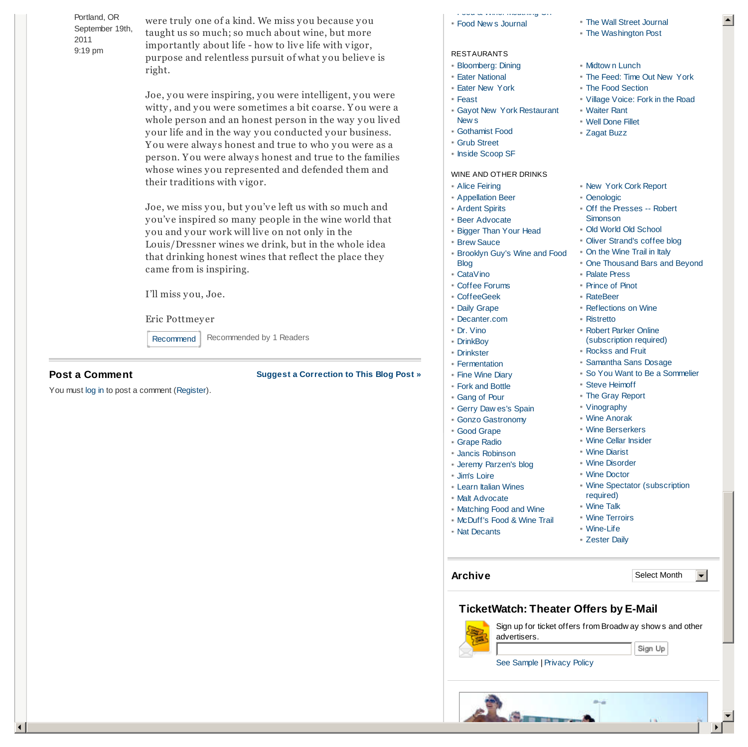Portland, OR
September 19th, 2011
9:19 pm

were truly one of a kind. We miss you because you taught us so much; so much about wine, but more importantly about life - how to live life with vigor, purpose and relentless pursuit of what you believe is right.

Joe, you were inspiring, you were intelligent, you were witty, and you were sometimes a bit coarse. You were a whole person and an honest person in the way you lived your life and in the way you conducted your business. You were always honest and true to who you were as a person. You were always honest and true to the families whose wines you represented and defended them and their traditions with vigor.

Joe, we miss you, but you've left us with so much and you've inspired so many people in the wine world that you and your work will live on not only in the Louis/Dressner wines we drink, but in the whole idea that drinking honest wines that reflect the place they came from is inspiring.

I'll miss you, Joe.

Eric Pottmeyer

Recommend | Recommended by 1 Readers

## Post a Comment

**Suggest a Correction to This Blog Post »**

You must log in to post a comment (Register).

- Food News Journal
- The Wall Street Journal
- The Washington Post

RESTAURANTS

- Bloomberg: Dining
- Eater National
- Eater New York
- Feast
- Gayot New York Restaurant News
- Gothamist Food
- Grub Street
- Inside Scoop SF
- Midtown Lunch
- The Feed: Time Out New York
- The Food Section
- Village Voice: Fork in the Road
- Waiter Rant
- Well Done Fillet
- Zagat Buzz

WINE AND OTHER DRINKS

- Alice Feiring
- Appellation Beer
- Ardent Spirits
- Beer Advocate
- Bigger Than Your Head
- Brew Sauce
- Brooklyn Guy's Wine and Food Blog
- CataVino
- Coffee Forums
- CoffeeGeek
- Daily Grape
- Decanter.com
- Dr. Vino
- DrinkBoy
- Drinkster
- Fermentation
- Fine Wine Diary
- Fork and Bottle
- Gang of Pour
- Gerry Dawes's Spain
- Gonzo Gastronomy
- Good Grape
- Grape Radio
- Jancis Robinson
- Jeremy Parzen's blog
- Jim's Loire
- Learn Italian Wines
- Malt Advocate
- Matching Food and Wine
- McDuff's Food & Wine Trail
- Nat Decants
- New York Cork Report
- Oenologic
- Off the Presses -- Robert Simonson
- Old World Old School
- Oliver Strand's coffee blog
- On the Wine Trail in Italy
- One Thousand Bars and Beyond
- Palate Press
- Prince of Pinot
- RateBeer
- Reflections on Wine
- Ristretto
- Robert Parker Online (subscription required)
- Rocks and Fruit
- Samantha Sans Dosage
- So You Want to Be a Sommelier
- Steve Heimoff
- The Gray Report
- Vinography
- Wine Anorak
- Wine Berserkers
- Wine Cellar Insider
- Wine Diarist
- Wine Disorder
- Wine Doctor
- Wine Spectator (subscription required)
- Wine Talk
- Wine Terroirs
- Wine-Life
- Zester Daily

## Archive

Select Month

## TicketWatch: Theater Offers by E-Mail

Sign up for ticket offers from Broadway shows and other advertisers.

Sign Up

See Sample | Privacy Policy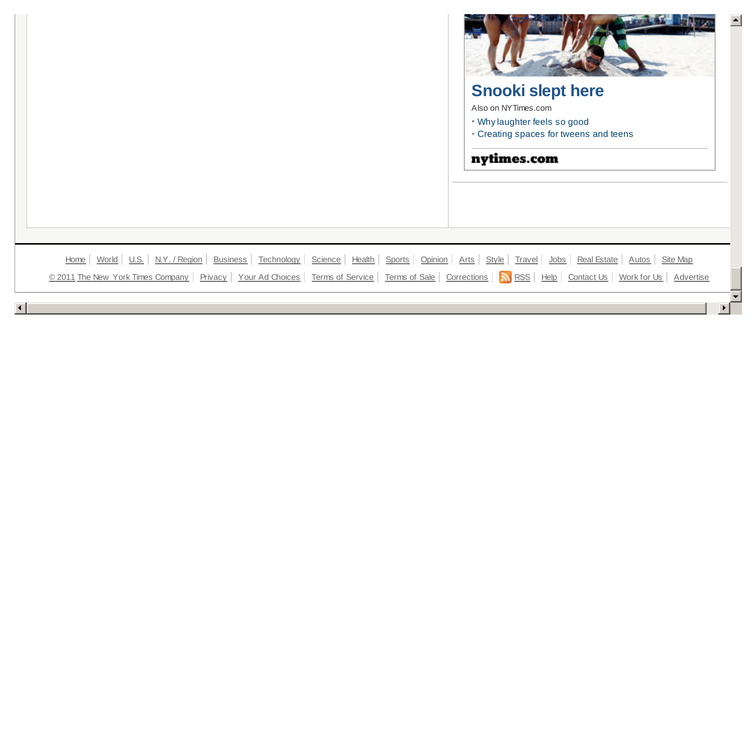## Snooki slept here

Also on NYTimes.com

- Why laughter feels so good
- Creating spaces for tweens and teens

nytimes.com

Home | World | U.S. | N.Y. / Region | Business | Technology | Science | Health | Sports | Opinion | Arts | Style | Travel | Jobs | Real Estate | Autos | Site Map

© 2011 The New York Times Company | Privacy | Your Ad Choices | Terms of Service | Terms of Sale | Corrections | RSS | Help | Contact Us | Work for Us | Advertise